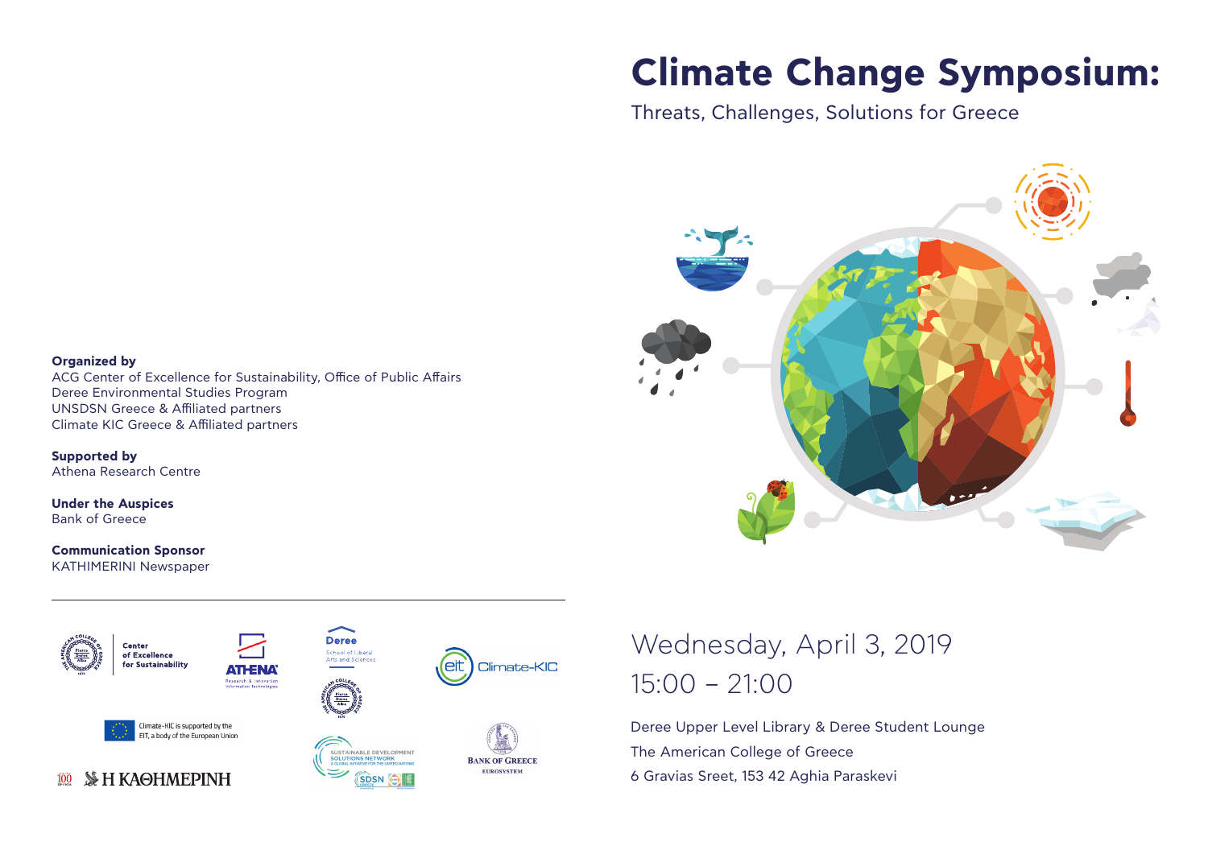# Climate Change Symposium:

## Threats, Challenges, Solutions for Greece

Wednesday, April 3, 2019

15:00 – 21:00

Deree Upper Level Library & Deree Student Lounge

The American College of Greece

6 Gravias Sreet, 153 42 Aghia Paraskevi

**Organized by**

ACG Center of Excellence for Sustainability, Office of Public Affairs

Deree Environmental Studies Program

UNSDSN Greece & Affiliated partners

Climate KIC Greece & Affiliated partners

**Supported by**

Athena Research Centre

**Under the Auspices**

Bank of Greece

**Communication Sponsor**

KATHIMERINI Newspaper

---

Center of Excellence for Sustainability

ATHENA Research & Innovation Information Technologies

Deree School of Liberal Arts and Sciences

Climate-KIC

Climate-KIC is supported by the EIT, a body of the European Union

SUSTAINABLE DEVELOPMENT SOLUTIONS NETWORK A GLOBAL INITIATIVE FOR THE UNITED NATIONS

SDSN GREECE

BANK OF GREECE EUROSYSTEM

100 Η ΚΑΘΗΜΕΡΙΝΗ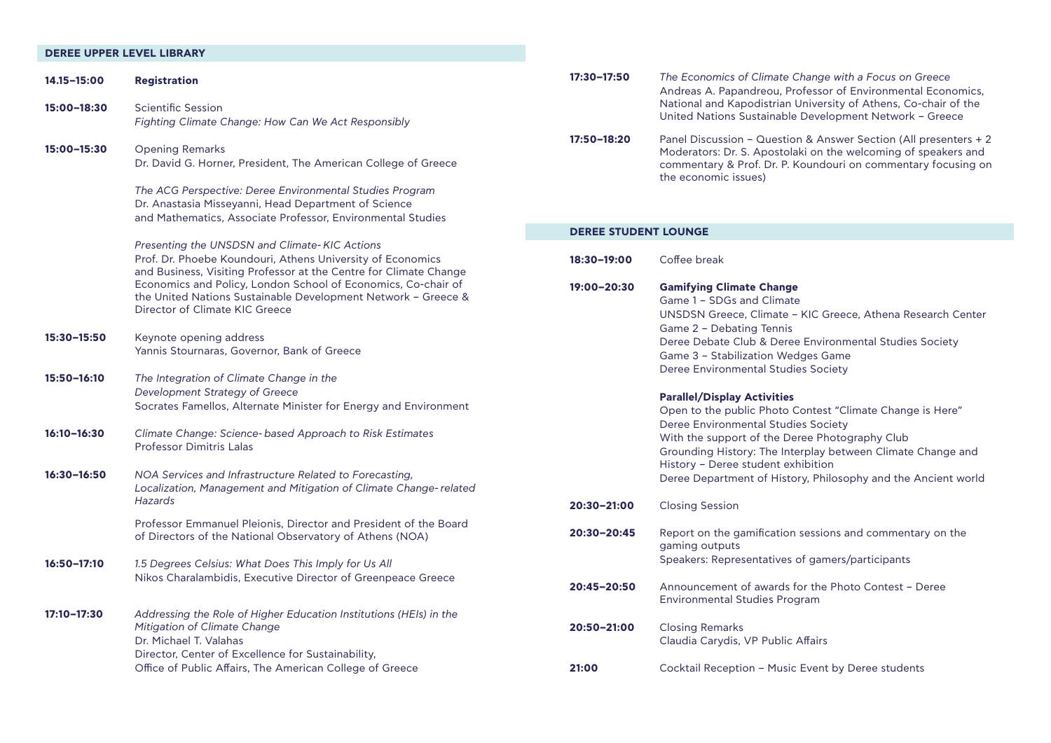## DEREE UPPER LEVEL LIBRARY

**14.15–15:00** **Registration**

**15:00–18:30** Scientific Session
*Fighting Climate Change: How Can We Act Responsibly*

**15:00–15:30** Opening Remarks
Dr. David G. Horner, President, The American College of Greece

*The ACG Perspective: Deree Environmental Studies Program*
Dr. Anastasia Misseyanni, Head Department of Science and Mathematics, Associate Professor, Environmental Studies

*Presenting the UNSDSN and Climate-KIC Actions*
Prof. Dr. Phoebe Koundouri, Athens University of Economics and Business, Visiting Professor at the Centre for Climate Change Economics and Policy, London School of Economics, Co-chair of the United Nations Sustainable Development Network – Greece & Director of Climate KIC Greece

**15:30–15:50** Keynote opening address
Yannis Stournaras, Governor, Bank of Greece

**15:50–16:10** *The Integration of Climate Change in the Development Strategy of Greece*
Socrates Famellos, Alternate Minister for Energy and Environment

**16:10–16:30** *Climate Change: Science-based Approach to Risk Estimates*
Professor Dimitris Lalas

**16:30–16:50** *NOA Services and Infrastructure Related to Forecasting, Localization, Management and Mitigation of Climate Change-related Hazards*

Professor Emmanuel Pleionis, Director and President of the Board of Directors of the National Observatory of Athens (NOA)

**16:50–17:10** *1.5 Degrees Celsius: What Does This Imply for Us All*
Nikos Charalambidis, Executive Director of Greenpeace Greece

**17:10–17:30** *Addressing the Role of Higher Education Institutions (HEIs) in the Mitigation of Climate Change*
Dr. Michael T. Valahas
Director, Center of Excellence for Sustainability, Office of Public Affairs, The American College of Greece

**17:30–17:50** *The Economics of Climate Change with a Focus on Greece*
Andreas A. Papandreou, Professor of Environmental Economics, National and Kapodistrian University of Athens, Co-chair of the United Nations Sustainable Development Network – Greece

**17:50–18:20** Panel Discussion – Question & Answer Section (All presenters + 2 Moderators: Dr. S. Apostolaki on the welcoming of speakers and commentary & Prof. Dr. P. Koundouri on commentary focusing on the economic issues)

## DEREE STUDENT LOUNGE

**18:30–19:00** Coffee break

**19:00–20:30** **Gamifying Climate Change**
Game 1 – SDGs and Climate
UNSDSN Greece, Climate – KIC Greece, Athena Research Center
Game 2 – Debating Tennis
Deree Debate Club & Deree Environmental Studies Society
Game 3 – Stabilization Wedges Game
Deree Environmental Studies Society

**Parallel/Display Activities**
Open to the public Photo Contest "Climate Change is Here"
Deree Environmental Studies Society
With the support of the Deree Photography Club
Grounding History: The Interplay between Climate Change and History – Deree student exhibition
Deree Department of History, Philosophy and the Ancient world

**20:30–21:00** Closing Session

**20:30–20:45** Report on the gamification sessions and commentary on the gaming outputs
Speakers: Representatives of gamers/participants

**20:45–20:50** Announcement of awards for the Photo Contest – Deree Environmental Studies Program

**20:50–21:00** Closing Remarks
Claudia Carydis, VP Public Affairs

**21:00** Cocktail Reception – Music Event by Deree students